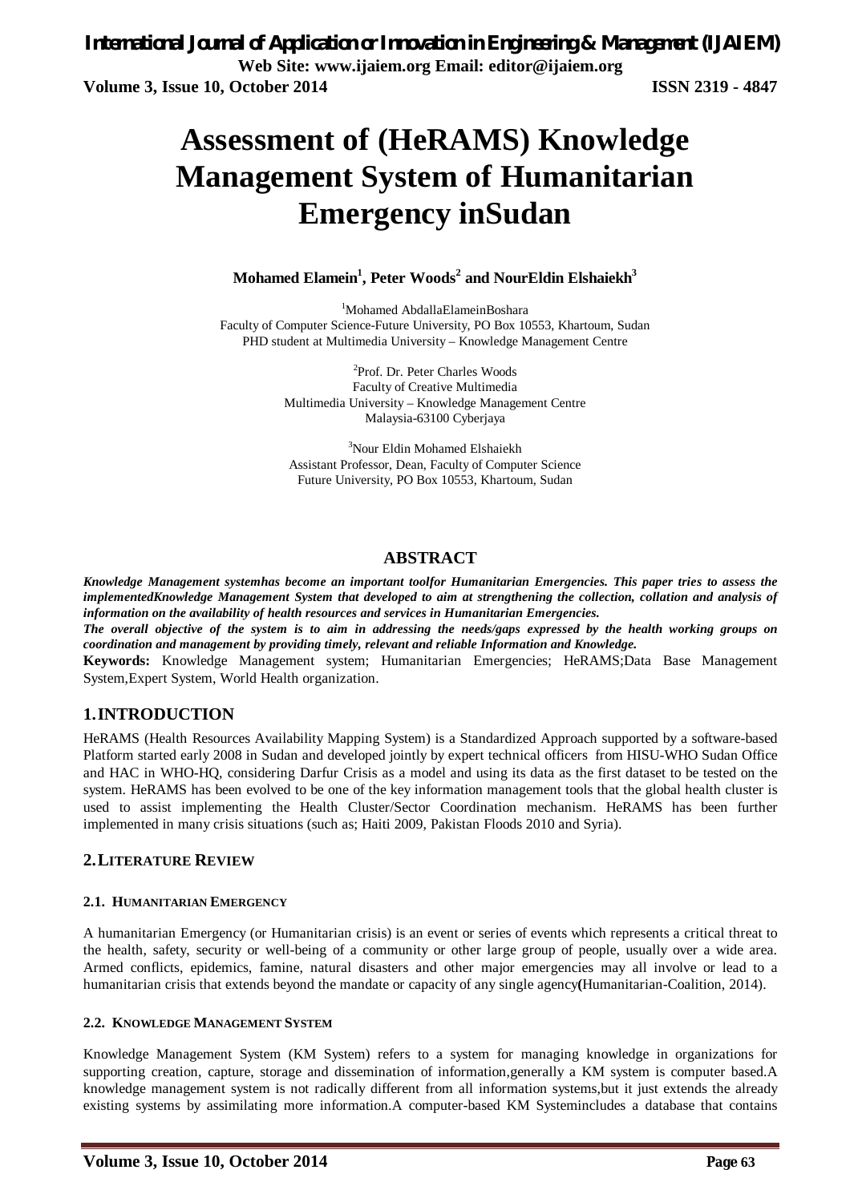# Assessment of (HeRAMS) Knowledge Management System of Humanitarian Emergency inSudan

**Mohamed Elamein[1], Peter Woods[2] and NourEldin Elshaiekh[3]**

[1]Mohamed AbdallaElameinBoshara
Faculty of Computer Science-Future University, PO Box 10553, Khartoum, Sudan
PHD student at Multimedia University – Knowledge Management Centre

[2]Prof. Dr. Peter Charles Woods
Faculty of Creative Multimedia
Multimedia University – Knowledge Management Centre
Malaysia-63100 Cyberjaya

[3]Nour Eldin Mohamed Elshaiekh
Assistant Professor, Dean, Faculty of Computer Science
Future University, PO Box 10553, Khartoum, Sudan

## ABSTRACT

***Knowledge Management systemhas become an important toolfor Humanitarian Emergencies. This paper tries to assess the implementedKnowledge Management System that developed to aim at strengthening the collection, collation and analysis of information on the availability of health resources and services in Humanitarian Emergencies.***

***The overall objective of the system is to aim in addressing the needs/gaps expressed by the health working groups on coordination and management by providing timely, relevant and reliable Information and Knowledge.***

**Keywords:** Knowledge Management system; Humanitarian Emergencies; HeRAMS;Data Base Management System,Expert System, World Health organization.

## 1. INTRODUCTION

HeRAMS (Health Resources Availability Mapping System) is a Standardized Approach supported by a software-based Platform started early 2008 in Sudan and developed jointly by expert technical officers from HISU-WHO Sudan Office and HAC in WHO-HQ, considering Darfur Crisis as a model and using its data as the first dataset to be tested on the system. HeRAMS has been evolved to be one of the key information management tools that the global health cluster is used to assist implementing the Health Cluster/Sector Coordination mechanism. HeRAMS has been further implemented in many crisis situations (such as; Haiti 2009, Pakistan Floods 2010 and Syria).

## 2. LITERATURE REVIEW

### 2.1. HUMANITARIAN EMERGENCY

A humanitarian Emergency (or Humanitarian crisis) is an event or series of events which represents a critical threat to the health, safety, security or well-being of a community or other large group of people, usually over a wide area. Armed conflicts, epidemics, famine, natural disasters and other major emergencies may all involve or lead to a humanitarian crisis that extends beyond the mandate or capacity of any single agency**(**Humanitarian-Coalition, 2014).

### 2.2. KNOWLEDGE MANAGEMENT SYSTEM

Knowledge Management System (KM System) refers to a system for managing knowledge in organizations for supporting creation, capture, storage and dissemination of information,generally a KM system is computer based.A knowledge management system is not radically different from all information systems,but it just extends the already existing systems by assimilating more information.A computer-based KM Systemincludes a database that contains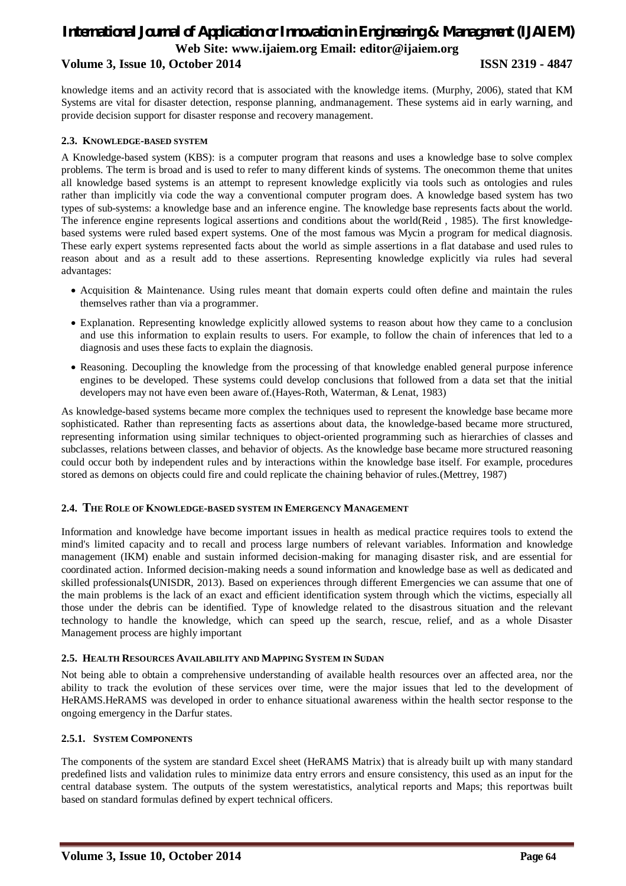knowledge items and an activity record that is associated with the knowledge items. (Murphy, 2006), stated that KM Systems are vital for disaster detection, response planning, andmanagement. These systems aid in early warning, and provide decision support for disaster response and recovery management.

### 2.3. Knowledge-based system

A Knowledge-based system (KBS): is a computer program that reasons and uses a knowledge base to solve complex problems. The term is broad and is used to refer to many different kinds of systems. The onecommon theme that unites all knowledge based systems is an attempt to represent knowledge explicitly via tools such as ontologies and rules rather than implicitly via code the way a conventional computer program does. A knowledge based system has two types of sub-systems: a knowledge base and an inference engine. The knowledge base represents facts about the world. The inference engine represents logical assertions and conditions about the world(Reid , 1985). The first knowledge-based systems were ruled based expert systems. One of the most famous was Mycin a program for medical diagnosis. These early expert systems represented facts about the world as simple assertions in a flat database and used rules to reason about and as a result add to these assertions. Representing knowledge explicitly via rules had several advantages:

- Acquisition & Maintenance. Using rules meant that domain experts could often define and maintain the rules themselves rather than via a programmer.
- Explanation. Representing knowledge explicitly allowed systems to reason about how they came to a conclusion and use this information to explain results to users. For example, to follow the chain of inferences that led to a diagnosis and uses these facts to explain the diagnosis.
- Reasoning. Decoupling the knowledge from the processing of that knowledge enabled general purpose inference engines to be developed. These systems could develop conclusions that followed from a data set that the initial developers may not have even been aware of.(Hayes-Roth, Waterman, & Lenat, 1983)

As knowledge-based systems became more complex the techniques used to represent the knowledge base became more sophisticated. Rather than representing facts as assertions about data, the knowledge-based became more structured, representing information using similar techniques to object-oriented programming such as hierarchies of classes and subclasses, relations between classes, and behavior of objects. As the knowledge base became more structured reasoning could occur both by independent rules and by interactions within the knowledge base itself. For example, procedures stored as demons on objects could fire and could replicate the chaining behavior of rules.(Mettrey, 1987)

### 2.4. The Role of Knowledge-based system in Emergency Management

Information and knowledge have become important issues in health as medical practice requires tools to extend the mind's limited capacity and to recall and process large numbers of relevant variables. Information and knowledge management (IKM) enable and sustain informed decision-making for managing disaster risk, and are essential for coordinated action. Informed decision-making needs a sound information and knowledge base as well as dedicated and skilled professionals**(**UNISDR, 2013). Based on experiences through different Emergencies we can assume that one of the main problems is the lack of an exact and efficient identification system through which the victims, especially all those under the debris can be identified. Type of knowledge related to the disastrous situation and the relevant technology to handle the knowledge, which can speed up the search, rescue, relief, and as a whole Disaster Management process are highly important

### 2.5. Health Resources Availability and Mapping System in Sudan

Not being able to obtain a comprehensive understanding of available health resources over an affected area, nor the ability to track the evolution of these services over time, were the major issues that led to the development of HeRAMS.HeRAMS was developed in order to enhance situational awareness within the health sector response to the ongoing emergency in the Darfur states.

#### 2.5.1. System Components

The components of the system are standard Excel sheet (HeRAMS Matrix) that is already built up with many standard predefined lists and validation rules to minimize data entry errors and ensure consistency, this used as an input for the central database system. The outputs of the system werestatistics, analytical reports and Maps; this reportwas built based on standard formulas defined by expert technical officers.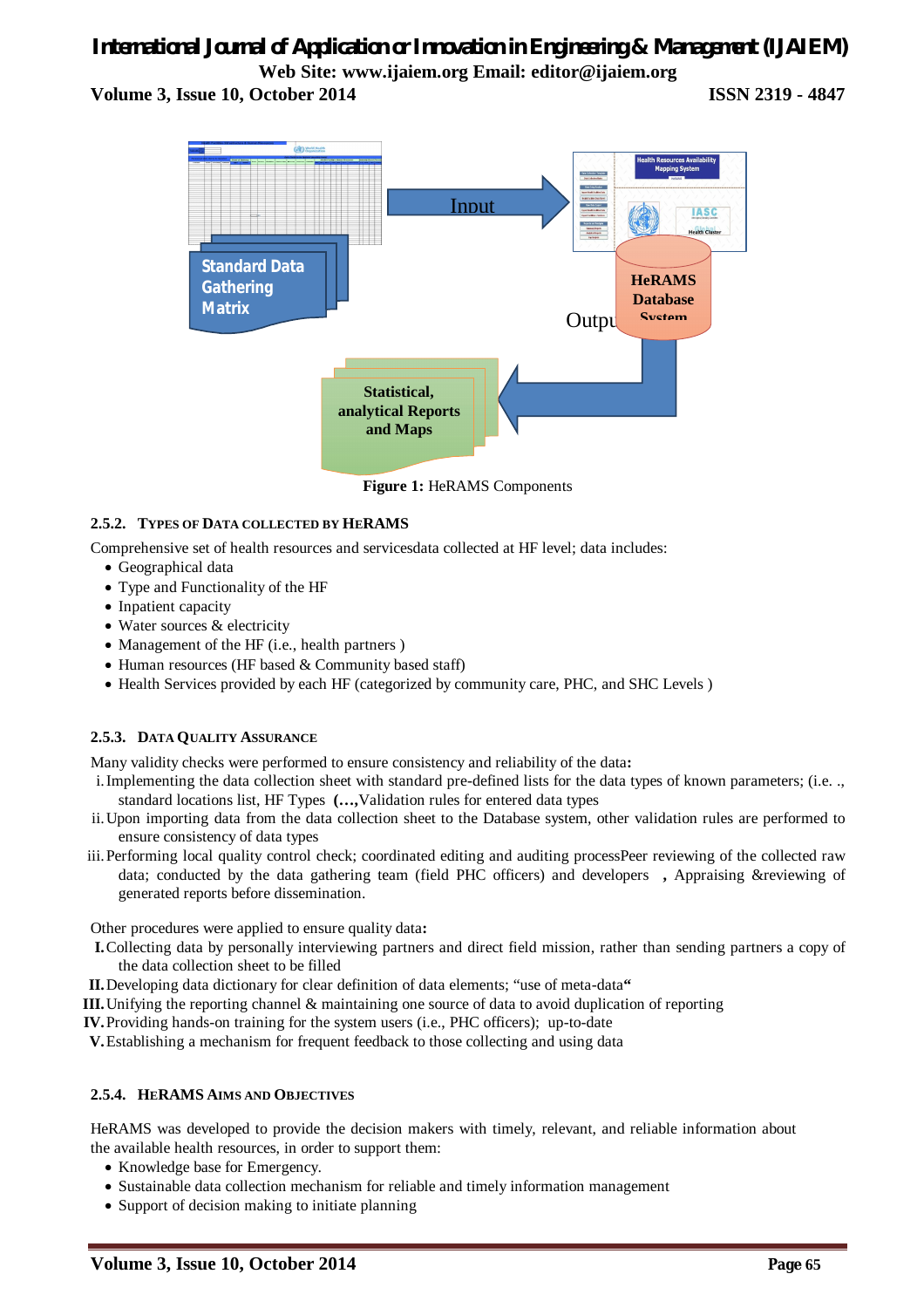Figure 1: HeRAMS Components

### 2.5.2. Types of Data collected by HeRAMS

Comprehensive set of health resources and servicesdata collected at HF level; data includes:

- Geographical data
- Type and Functionality of the HF
- Inpatient capacity
- Water sources & electricity
- Management of the HF (i.e., health partners )
- Human resources (HF based & Community based staff)
- Health Services provided by each HF (categorized by community care, PHC, and SHC Levels )

### 2.5.3. Data Quality Assurance

Many validity checks were performed to ensure consistency and reliability of the data**:**

i. Implementing the data collection sheet with standard pre-defined lists for the data types of known parameters; (i.e. ., standard locations list, HF Types **(…,**Validation rules for entered data types

ii. Upon importing data from the data collection sheet to the Database system, other validation rules are performed to ensure consistency of data types

iii. Performing local quality control check; coordinated editing and auditing processPeer reviewing of the collected raw data; conducted by the data gathering team (field PHC officers) and developers **,** Appraising &reviewing of generated reports before dissemination.

Other procedures were applied to ensure quality data**:**

**I.** Collecting data by personally interviewing partners and direct field mission, rather than sending partners a copy of the data collection sheet to be filled

**II.** Developing data dictionary for clear definition of data elements; "use of meta-data**"**

**III.** Unifying the reporting channel & maintaining one source of data to avoid duplication of reporting

**IV.** Providing hands-on training for the system users (i.e., PHC officers); up-to-date

**V.** Establishing a mechanism for frequent feedback to those collecting and using data

### 2.5.4. HeRAMS Aims and Objectives

HeRAMS was developed to provide the decision makers with timely, relevant, and reliable information about the available health resources, in order to support them:

- Knowledge base for Emergency.
- Sustainable data collection mechanism for reliable and timely information management
- Support of decision making to initiate planning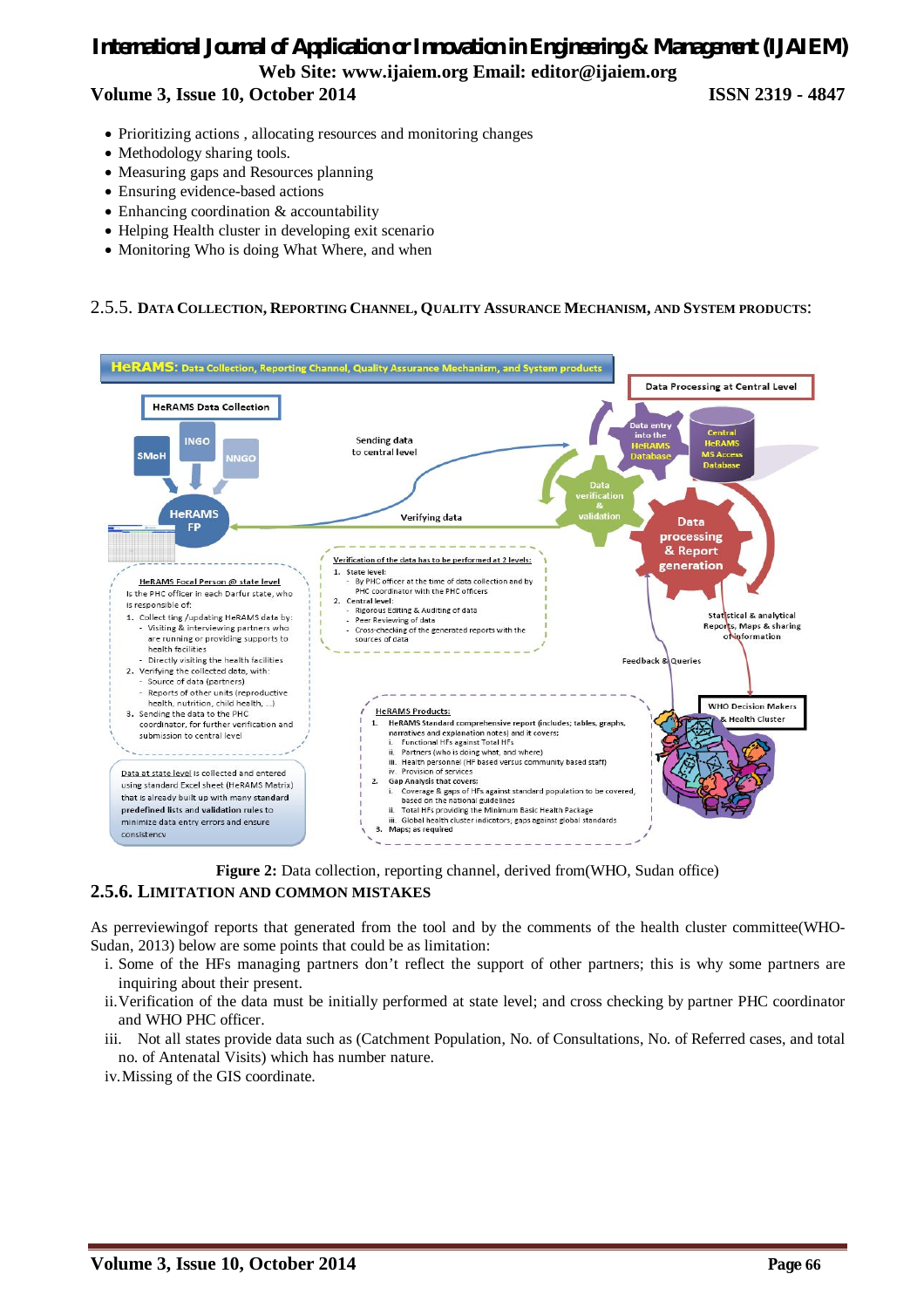- Prioritizing actions , allocating resources and monitoring changes
- Methodology sharing tools.
- Measuring gaps and Resources planning
- Ensuring evidence-based actions
- Enhancing coordination & accountability
- Helping Health cluster in developing exit scenario
- Monitoring Who is doing What Where, and when

### 2.5.5. Data Collection, Reporting Channel, Quality Assurance Mechanism, and System products:

**Figure 2:** Data collection, reporting channel, derived from(WHO, Sudan office)

### 2.5.6. Limitation and Common Mistakes

As perreviewingof reports that generated from the tool and by the comments of the health cluster committee(WHO-Sudan, 2013) below are some points that could be as limitation:

i. Some of the HFs managing partners don't reflect the support of other partners; this is why some partners are inquiring about their present.

ii. Verification of the data must be initially performed at state level; and cross checking by partner PHC coordinator and WHO PHC officer.

iii. Not all states provide data such as (Catchment Population, No. of Consultations, No. of Referred cases, and total no. of Antenatal Visits) which has number nature.

iv. Missing of the GIS coordinate.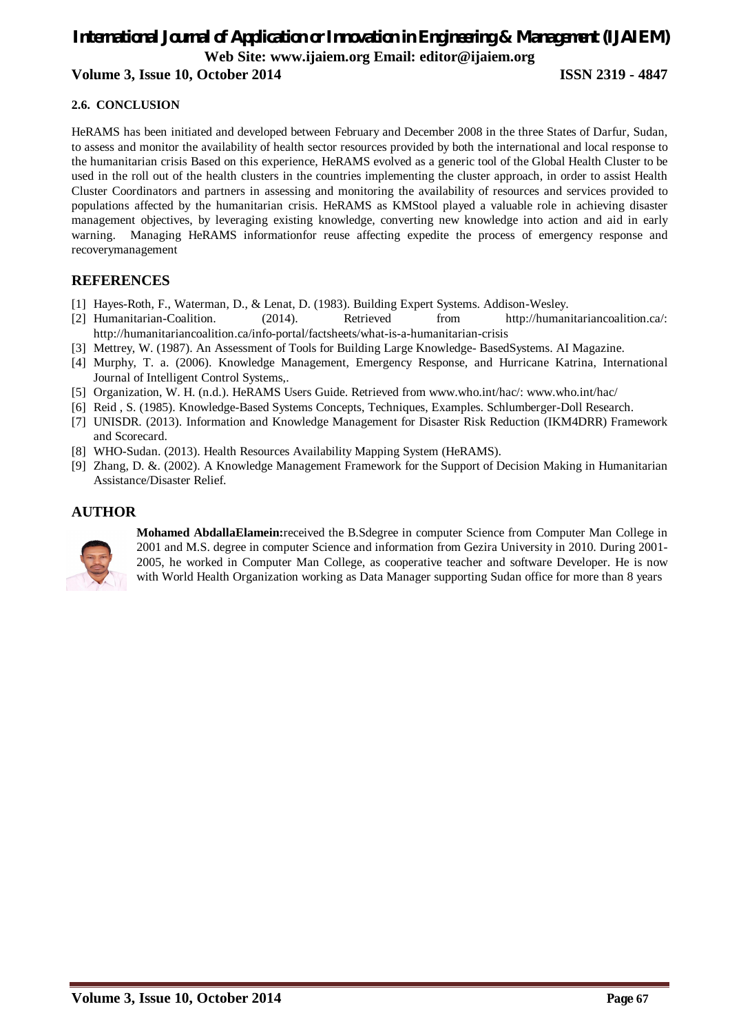### 2.6. CONCLUSION

HeRAMS has been initiated and developed between February and December 2008 in the three States of Darfur, Sudan, to assess and monitor the availability of health sector resources provided by both the international and local response to the humanitarian crisis Based on this experience, HeRAMS evolved as a generic tool of the Global Health Cluster to be used in the roll out of the health clusters in the countries implementing the cluster approach, in order to assist Health Cluster Coordinators and partners in assessing and monitoring the availability of resources and services provided to populations affected by the humanitarian crisis. HeRAMS as KMStool played a valuable role in achieving disaster management objectives, by leveraging existing knowledge, converting new knowledge into action and aid in early warning. Managing HeRAMS informationfor reuse affecting expedite the process of emergency response and recoverymanagement

## REFERENCES

[1] Hayes-Roth, F., Waterman, D., & Lenat, D. (1983). Building Expert Systems. Addison-Wesley.

[2] Humanitarian-Coalition. (2014). Retrieved from http://humanitariancoalition.ca/: http://humanitariancoalition.ca/info-portal/factsheets/what-is-a-humanitarian-crisis

[3] Mettrey, W. (1987). An Assessment of Tools for Building Large Knowledge- BasedSystems. AI Magazine.

[4] Murphy, T. a. (2006). Knowledge Management, Emergency Response, and Hurricane Katrina, International Journal of Intelligent Control Systems,.

[5] Organization, W. H. (n.d.). HeRAMS Users Guide. Retrieved from www.who.int/hac/: www.who.int/hac/

[6] Reid , S. (1985). Knowledge-Based Systems Concepts, Techniques, Examples. Schlumberger-Doll Research.

[7] UNISDR. (2013). Information and Knowledge Management for Disaster Risk Reduction (IKM4DRR) Framework and Scorecard.

[8] WHO-Sudan. (2013). Health Resources Availability Mapping System (HeRAMS).

[9] Zhang, D. &. (2002). A Knowledge Management Framework for the Support of Decision Making in Humanitarian Assistance/Disaster Relief.

## AUTHOR

**Mohamed AbdallaElamein:**received the B.Sdegree in computer Science from Computer Man College in 2001 and M.S. degree in computer Science and information from Gezira University in 2010. During 2001-2005, he worked in Computer Man College, as cooperative teacher and software Developer. He is now with World Health Organization working as Data Manager supporting Sudan office for more than 8 years